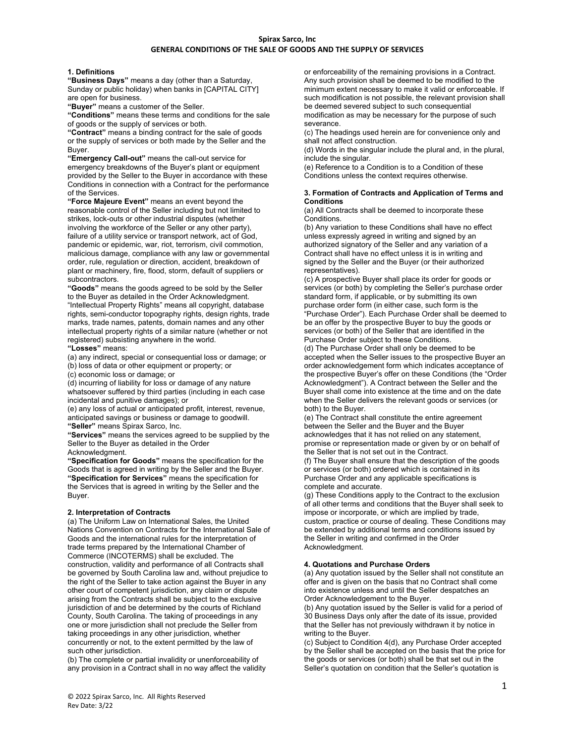**Spirax Sarco, Inc**
**GENERAL CONDITIONS OF THE SALE OF GOODS AND THE SUPPLY OF SERVICES**

### 1. Definitions

**"Business Days"** means a day (other than a Saturday, Sunday or public holiday) when banks in [CAPITAL CITY] are open for business.

**"Buyer"** means a customer of the Seller.

**"Conditions"** means these terms and conditions for the sale of goods or the supply of services or both.

**"Contract"** means a binding contract for the sale of goods or the supply of services or both made by the Seller and the Buyer.

**"Emergency Call-out"** means the call-out service for emergency breakdowns of the Buyer's plant or equipment provided by the Seller to the Buyer in accordance with these Conditions in connection with a Contract for the performance of the Services.

**"Force Majeure Event"** means an event beyond the reasonable control of the Seller including but not limited to strikes, lock-outs or other industrial disputes (whether involving the workforce of the Seller or any other party), failure of a utility service or transport network, act of God, pandemic or epidemic, war, riot, terrorism, civil commotion, malicious damage, compliance with any law or governmental order, rule, regulation or direction, accident, breakdown of plant or machinery, fire, flood, storm, default of suppliers or subcontractors.

**"Goods"** means the goods agreed to be sold by the Seller to the Buyer as detailed in the Order Acknowledgment.

"Intellectual Property Rights" means all copyright, database rights, semi-conductor topography rights, design rights, trade marks, trade names, patents, domain names and any other intellectual property rights of a similar nature (whether or not registered) subsisting anywhere in the world.

**"Losses"** means:

(a) any indirect, special or consequential loss or damage; or
(b) loss of data or other equipment or property; or
(c) economic loss or damage; or
(d) incurring of liability for loss or damage of any nature whatsoever suffered by third parties (including in each case incidental and punitive damages); or
(e) any loss of actual or anticipated profit, interest, revenue, anticipated savings or business or damage to goodwill.

**"Seller"** means Spirax Sarco, Inc.

**"Services"** means the services agreed to be supplied by the Seller to the Buyer as detailed in the Order Acknowledgment.

**"Specification for Goods"** means the specification for the Goods that is agreed in writing by the Seller and the Buyer.

**"Specification for Services"** means the specification for the Services that is agreed in writing by the Seller and the Buyer.

### 2. Interpretation of Contracts

(a) The Uniform Law on International Sales, the United Nations Convention on Contracts for the International Sale of Goods and the international rules for the interpretation of trade terms prepared by the International Chamber of Commerce (INCOTERMS) shall be excluded. The construction, validity and performance of all Contracts shall be governed by South Carolina law and, without prejudice to the right of the Seller to take action against the Buyer in any other court of competent jurisdiction, any claim or dispute arising from the Contracts shall be subject to the exclusive jurisdiction of and be determined by the courts of Richland County, South Carolina. The taking of proceedings in any one or more jurisdiction shall not preclude the Seller from taking proceedings in any other jurisdiction, whether concurrently or not, to the extent permitted by the law of such other jurisdiction.

(b) The complete or partial invalidity or unenforceability of any provision in a Contract shall in no way affect the validity or enforceability of the remaining provisions in a Contract. Any such provision shall be deemed to be modified to the minimum extent necessary to make it valid or enforceable. If such modification is not possible, the relevant provision shall be deemed severed subject to such consequential modification as may be necessary for the purpose of such severance.

(c) The headings used herein are for convenience only and shall not affect construction.

(d) Words in the singular include the plural and, in the plural, include the singular.

(e) Reference to a Condition is to a Condition of these Conditions unless the context requires otherwise.

### 3. Formation of Contracts and Application of Terms and Conditions

(a) All Contracts shall be deemed to incorporate these Conditions.

(b) Any variation to these Conditions shall have no effect unless expressly agreed in writing and signed by an authorized signatory of the Seller and any variation of a Contract shall have no effect unless it is in writing and signed by the Seller and the Buyer (or their authorized representatives).

(c) A prospective Buyer shall place its order for goods or services (or both) by completing the Seller's purchase order standard form, if applicable, or by submitting its own purchase order form (in either case, such form is the "Purchase Order"). Each Purchase Order shall be deemed to be an offer by the prospective Buyer to buy the goods or services (or both) of the Seller that are identified in the Purchase Order subject to these Conditions.

(d) The Purchase Order shall only be deemed to be accepted when the Seller issues to the prospective Buyer an order acknowledgement form which indicates acceptance of the prospective Buyer's offer on these Conditions (the "Order Acknowledgment"). A Contract between the Seller and the Buyer shall come into existence at the time and on the date when the Seller delivers the relevant goods or services (or both) to the Buyer.

(e) The Contract shall constitute the entire agreement between the Seller and the Buyer and the Buyer acknowledges that it has not relied on any statement, promise or representation made or given by or on behalf of the Seller that is not set out in the Contract.

(f) The Buyer shall ensure that the description of the goods or services (or both) ordered which is contained in its Purchase Order and any applicable specifications is complete and accurate.

(g) These Conditions apply to the Contract to the exclusion of all other terms and conditions that the Buyer shall seek to impose or incorporate, or which are implied by trade, custom, practice or course of dealing. These Conditions may be extended by additional terms and conditions issued by the Seller in writing and confirmed in the Order Acknowledgment.

### 4. Quotations and Purchase Orders

(a) Any quotation issued by the Seller shall not constitute an offer and is given on the basis that no Contract shall come into existence unless and until the Seller despatches an Order Acknowledgement to the Buyer.

(b) Any quotation issued by the Seller is valid for a period of 30 Business Days only after the date of its issue, provided that the Seller has not previously withdrawn it by notice in writing to the Buyer.

(c) Subject to Condition 4(d), any Purchase Order accepted by the Seller shall be accepted on the basis that the price for the goods or services (or both) shall be that set out in the Seller's quotation on condition that the Seller's quotation is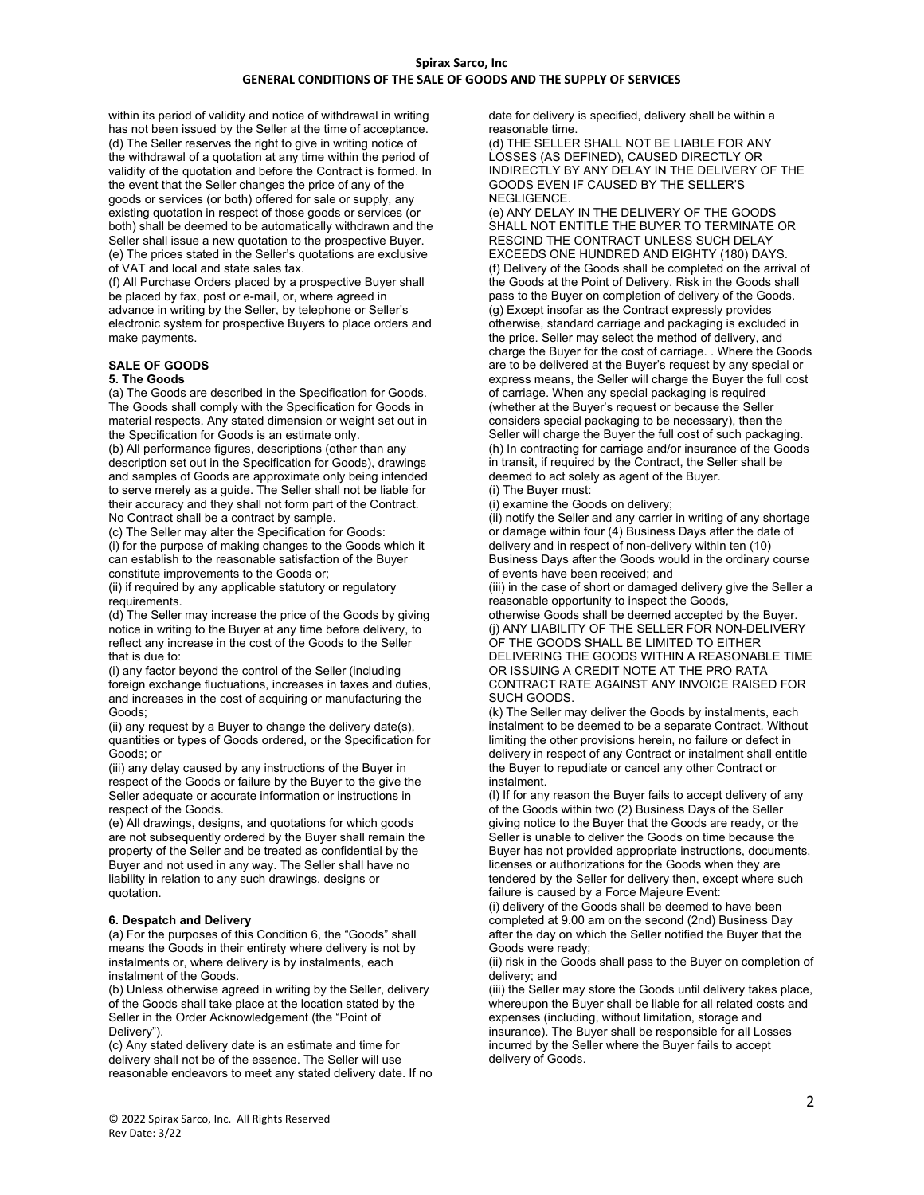within its period of validity and notice of withdrawal in writing has not been issued by the Seller at the time of acceptance.
(d) The Seller reserves the right to give in writing notice of the withdrawal of a quotation at any time within the period of validity of the quotation and before the Contract is formed. In the event that the Seller changes the price of any of the goods or services (or both) offered for sale or supply, any existing quotation in respect of those goods or services (or both) shall be deemed to be automatically withdrawn and the Seller shall issue a new quotation to the prospective Buyer.
(e) The prices stated in the Seller's quotations are exclusive of VAT and local and state sales tax.
(f) All Purchase Orders placed by a prospective Buyer shall be placed by fax, post or e-mail, or, where agreed in advance in writing by the Seller, by telephone or Seller's electronic system for prospective Buyers to place orders and make payments.

## SALE OF GOODS

### 5. The Goods

(a) The Goods are described in the Specification for Goods. The Goods shall comply with the Specification for Goods in material respects. Any stated dimension or weight set out in the Specification for Goods is an estimate only.
(b) All performance figures, descriptions (other than any description set out in the Specification for Goods), drawings and samples of Goods are approximate only being intended to serve merely as a guide. The Seller shall not be liable for their accuracy and they shall not form part of the Contract. No Contract shall be a contract by sample.
(c) The Seller may alter the Specification for Goods:
(i) for the purpose of making changes to the Goods which it can establish to the reasonable satisfaction of the Buyer constitute improvements to the Goods or;
(ii) if required by any applicable statutory or regulatory requirements.
(d) The Seller may increase the price of the Goods by giving notice in writing to the Buyer at any time before delivery, to reflect any increase in the cost of the Goods to the Seller that is due to:
(i) any factor beyond the control of the Seller (including foreign exchange fluctuations, increases in taxes and duties, and increases in the cost of acquiring or manufacturing the Goods;
(ii) any request by a Buyer to change the delivery date(s), quantities or types of Goods ordered, or the Specification for Goods; or
(iii) any delay caused by any instructions of the Buyer in respect of the Goods or failure by the Buyer to the give the Seller adequate or accurate information or instructions in respect of the Goods.
(e) All drawings, designs, and quotations for which goods are not subsequently ordered by the Buyer shall remain the property of the Seller and be treated as confidential by the Buyer and not used in any way. The Seller shall have no liability in relation to any such drawings, designs or quotation.

### 6. Despatch and Delivery

(a) For the purposes of this Condition 6, the "Goods" shall mean the Goods in their entirety where delivery is not by instalments or, where delivery is by instalments, each instalment of the Goods.
(b) Unless otherwise agreed in writing by the Seller, delivery of the Goods shall take place at the location stated by the Seller in the Order Acknowledgement (the "Point of Delivery").
(c) Any stated delivery date is an estimate and time for delivery shall not be of the essence. The Seller will use reasonable endeavors to meet any stated delivery date. If no date for delivery is specified, delivery shall be within a reasonable time.
(d) THE SELLER SHALL NOT BE LIABLE FOR ANY LOSSES (AS DEFINED), CAUSED DIRECTLY OR INDIRECTLY BY ANY DELAY IN THE DELIVERY OF THE GOODS EVEN IF CAUSED BY THE SELLER'S NEGLIGENCE.
(e) ANY DELAY IN THE DELIVERY OF THE GOODS SHALL NOT ENTITLE THE BUYER TO TERMINATE OR RESCIND THE CONTRACT UNLESS SUCH DELAY EXCEEDS ONE HUNDRED AND EIGHTY (180) DAYS.
(f) Delivery of the Goods shall be completed on the arrival of the Goods at the Point of Delivery. Risk in the Goods shall pass to the Buyer on completion of delivery of the Goods.
(g) Except insofar as the Contract expressly provides otherwise, standard carriage and packaging is excluded in the price. Seller may select the method of delivery, and charge the Buyer for the cost of carriage. . Where the Goods are to be delivered at the Buyer's request by any special or express means, the Seller will charge the Buyer the full cost of carriage. When any special packaging is required (whether at the Buyer's request or because the Seller considers special packaging to be necessary), then the Seller will charge the Buyer the full cost of such packaging.
(h) In contracting for carriage and/or insurance of the Goods in transit, if required by the Contract, the Seller shall be deemed to act solely as agent of the Buyer.
(i) The Buyer must:
(i) examine the Goods on delivery;
(ii) notify the Seller and any carrier in writing of any shortage or damage within four (4) Business Days after the date of delivery and in respect of non-delivery within ten (10) Business Days after the Goods would in the ordinary course of events have been received; and
(iii) in the case of short or damaged delivery give the Seller a reasonable opportunity to inspect the Goods,
otherwise Goods shall be deemed accepted by the Buyer.
(j) ANY LIABILITY OF THE SELLER FOR NON-DELIVERY OF THE GOODS SHALL BE LIMITED TO EITHER DELIVERING THE GOODS WITHIN A REASONABLE TIME OR ISSUING A CREDIT NOTE AT THE PRO RATA CONTRACT RATE AGAINST ANY INVOICE RAISED FOR SUCH GOODS.
(k) The Seller may deliver the Goods by instalments, each instalment to be deemed to be a separate Contract. Without limiting the other provisions herein, no failure or defect in delivery in respect of any Contract or instalment shall entitle the Buyer to repudiate or cancel any other Contract or instalment.
(l) If for any reason the Buyer fails to accept delivery of any of the Goods within two (2) Business Days of the Seller giving notice to the Buyer that the Goods are ready, or the Seller is unable to deliver the Goods on time because the Buyer has not provided appropriate instructions, documents, licenses or authorizations for the Goods when they are tendered by the Seller for delivery then, except where such failure is caused by a Force Majeure Event:
(i) delivery of the Goods shall be deemed to have been completed at 9.00 am on the second (2nd) Business Day after the day on which the Seller notified the Buyer that the Goods were ready;
(ii) risk in the Goods shall pass to the Buyer on completion of delivery; and
(iii) the Seller may store the Goods until delivery takes place, whereupon the Buyer shall be liable for all related costs and expenses (including, without limitation, storage and insurance). The Buyer shall be responsible for all Losses incurred by the Seller where the Buyer fails to accept delivery of Goods.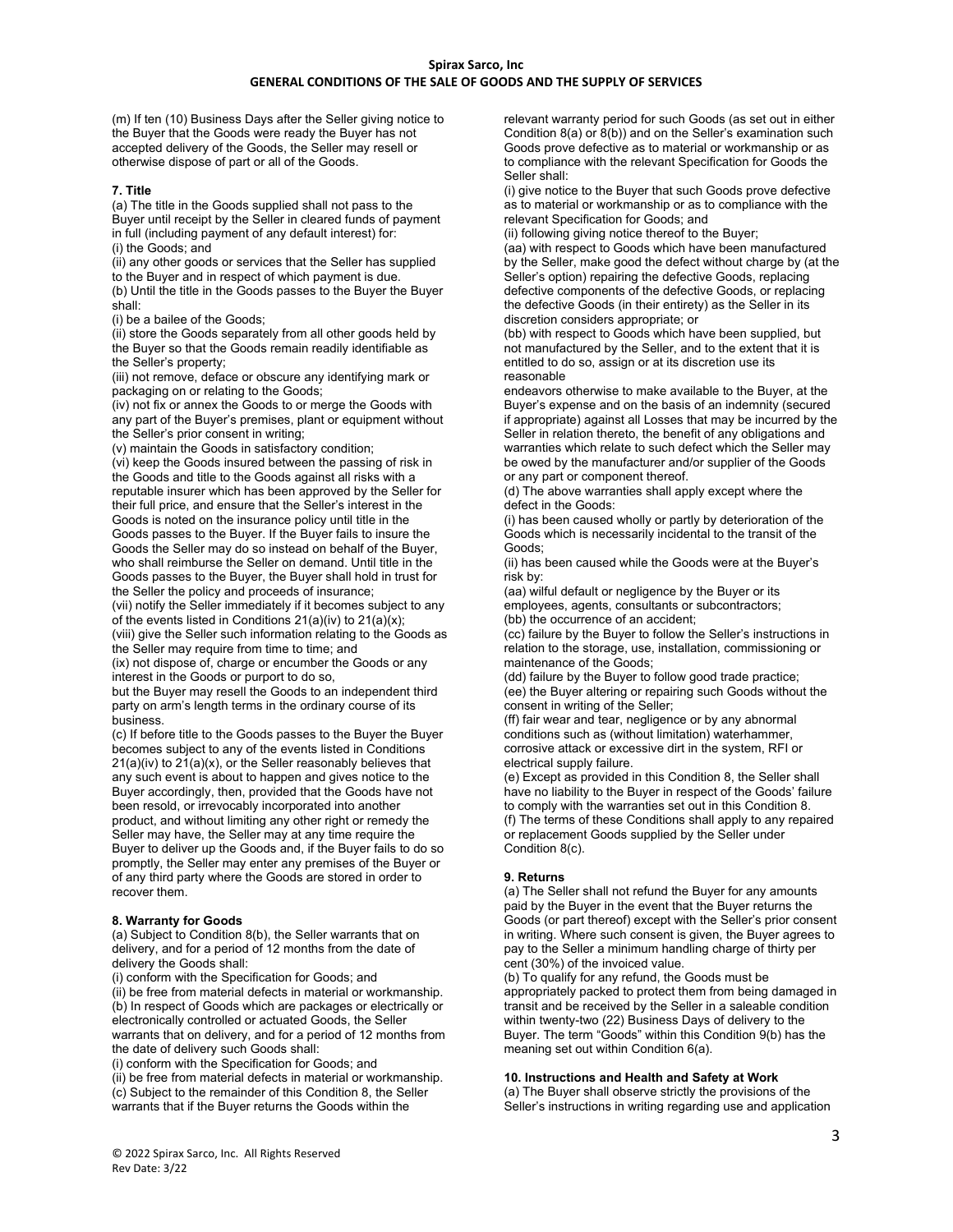(m) If ten (10) Business Days after the Seller giving notice to the Buyer that the Goods were ready the Buyer has not accepted delivery of the Goods, the Seller may resell or otherwise dispose of part or all of the Goods.

**7. Title**

(a) The title in the Goods supplied shall not pass to the Buyer until receipt by the Seller in cleared funds of payment in full (including payment of any default interest) for:

(i) the Goods; and

(ii) any other goods or services that the Seller has supplied to the Buyer and in respect of which payment is due.

(b) Until the title in the Goods passes to the Buyer the Buyer shall:

(i) be a bailee of the Goods;

(ii) store the Goods separately from all other goods held by the Buyer so that the Goods remain readily identifiable as the Seller's property;

(iii) not remove, deface or obscure any identifying mark or packaging on or relating to the Goods;

(iv) not fix or annex the Goods to or merge the Goods with any part of the Buyer's premises, plant or equipment without the Seller's prior consent in writing;

(v) maintain the Goods in satisfactory condition;

(vi) keep the Goods insured between the passing of risk in the Goods and title to the Goods against all risks with a reputable insurer which has been approved by the Seller for their full price, and ensure that the Seller's interest in the Goods is noted on the insurance policy until title in the Goods passes to the Buyer. If the Buyer fails to insure the Goods the Seller may do so instead on behalf of the Buyer, who shall reimburse the Seller on demand. Until title in the Goods passes to the Buyer, the Buyer shall hold in trust for the Seller the policy and proceeds of insurance;

(vii) notify the Seller immediately if it becomes subject to any of the events listed in Conditions 21(a)(iv) to 21(a)(x);

(viii) give the Seller such information relating to the Goods as the Seller may require from time to time; and

(ix) not dispose of, charge or encumber the Goods or any interest in the Goods or purport to do so,

but the Buyer may resell the Goods to an independent third party on arm's length terms in the ordinary course of its business.

(c) If before title to the Goods passes to the Buyer the Buyer becomes subject to any of the events listed in Conditions 21(a)(iv) to 21(a)(x), or the Seller reasonably believes that any such event is about to happen and gives notice to the Buyer accordingly, then, provided that the Goods have not been resold, or irrevocably incorporated into another product, and without limiting any other right or remedy the Seller may have, the Seller may at any time require the Buyer to deliver up the Goods and, if the Buyer fails to do so promptly, the Seller may enter any premises of the Buyer or of any third party where the Goods are stored in order to recover them.

**8. Warranty for Goods**

(a) Subject to Condition 8(b), the Seller warrants that on delivery, and for a period of 12 months from the date of delivery the Goods shall:

(i) conform with the Specification for Goods; and

(ii) be free from material defects in material or workmanship.

(b) In respect of Goods which are packages or electrically or electronically controlled or actuated Goods, the Seller warrants that on delivery, and for a period of 12 months from the date of delivery such Goods shall:

(i) conform with the Specification for Goods; and

(ii) be free from material defects in material or workmanship.

(c) Subject to the remainder of this Condition 8, the Seller warrants that if the Buyer returns the Goods within the relevant warranty period for such Goods (as set out in either Condition 8(a) or 8(b)) and on the Seller's examination such Goods prove defective as to material or workmanship or as to compliance with the relevant Specification for Goods the Seller shall:

(i) give notice to the Buyer that such Goods prove defective as to material or workmanship or as to compliance with the relevant Specification for Goods; and

(ii) following giving notice thereof to the Buyer;

(aa) with respect to Goods which have been manufactured by the Seller, make good the defect without charge by (at the Seller's option) repairing the defective Goods, replacing defective components of the defective Goods, or replacing the defective Goods (in their entirety) as the Seller in its discretion considers appropriate; or

(bb) with respect to Goods which have been supplied, but not manufactured by the Seller, and to the extent that it is entitled to do so, assign or at its discretion use its reasonable endeavors otherwise to make available to the Buyer, at the Buyer's expense and on the basis of an indemnity (secured if appropriate) against all Losses that may be incurred by the Seller in relation thereto, the benefit of any obligations and warranties which relate to such defect which the Seller may be owed by the manufacturer and/or supplier of the Goods or any part or component thereof.

(d) The above warranties shall apply except where the defect in the Goods:

(i) has been caused wholly or partly by deterioration of the Goods which is necessarily incidental to the transit of the Goods;

(ii) has been caused while the Goods were at the Buyer's risk by:

(aa) wilful default or negligence by the Buyer or its employees, agents, consultants or subcontractors;

(bb) the occurrence of an accident;

(cc) failure by the Buyer to follow the Seller's instructions in relation to the storage, use, installation, commissioning or maintenance of the Goods;

(dd) failure by the Buyer to follow good trade practice;

(ee) the Buyer altering or repairing such Goods without the consent in writing of the Seller;

(ff) fair wear and tear, negligence or by any abnormal conditions such as (without limitation) waterhammer, corrosive attack or excessive dirt in the system, RFI or electrical supply failure.

(e) Except as provided in this Condition 8, the Seller shall have no liability to the Buyer in respect of the Goods' failure to comply with the warranties set out in this Condition 8.

(f) The terms of these Conditions shall apply to any repaired or replacement Goods supplied by the Seller under Condition 8(c).

**9. Returns**

(a) The Seller shall not refund the Buyer for any amounts paid by the Buyer in the event that the Buyer returns the Goods (or part thereof) except with the Seller's prior consent in writing. Where such consent is given, the Buyer agrees to pay to the Seller a minimum handling charge of thirty per cent (30%) of the invoiced value.

(b) To qualify for any refund, the Goods must be appropriately packed to protect them from being damaged in transit and be received by the Seller in a saleable condition within twenty-two (22) Business Days of delivery to the Buyer. The term "Goods" within this Condition 9(b) has the meaning set out within Condition 6(a).

**10. Instructions and Health and Safety at Work**

(a) The Buyer shall observe strictly the provisions of the Seller's instructions in writing regarding use and application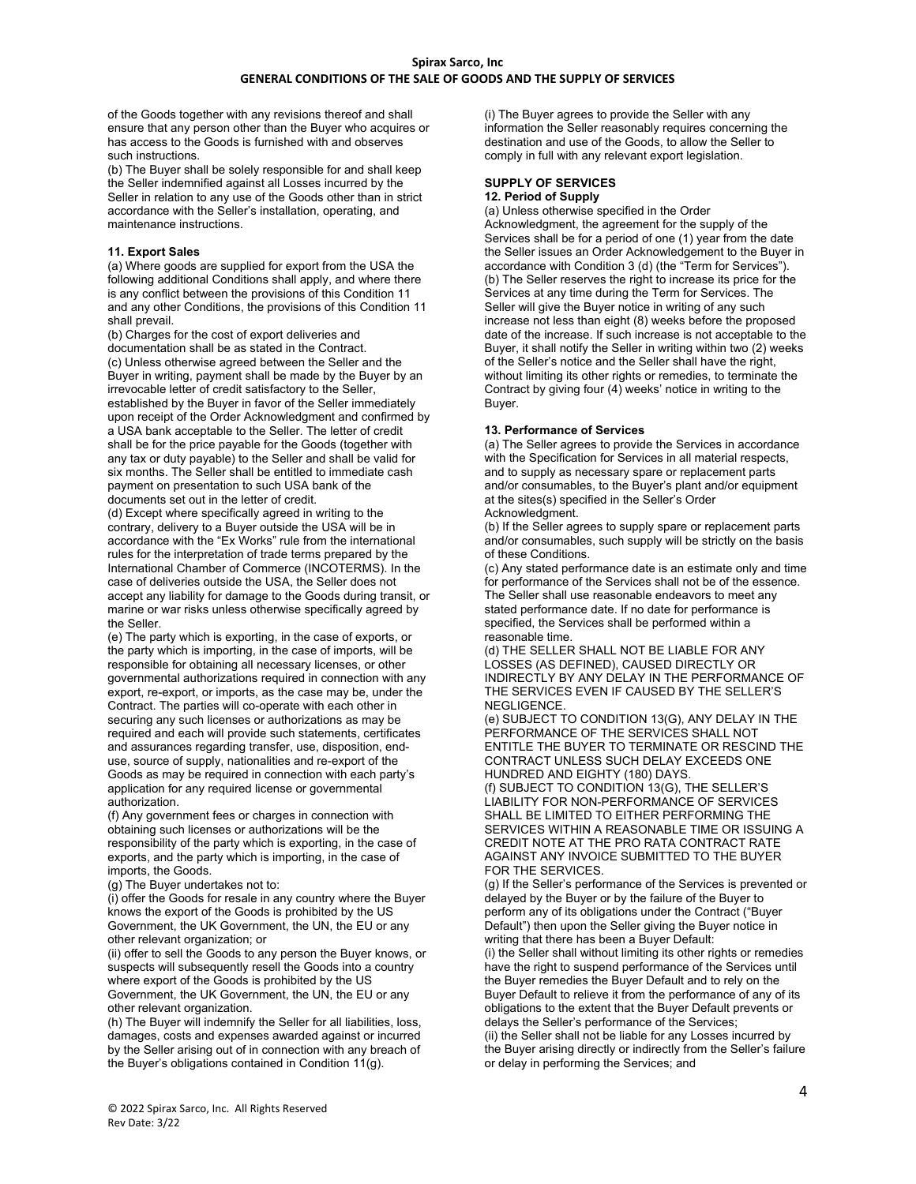of the Goods together with any revisions thereof and shall ensure that any person other than the Buyer who acquires or has access to the Goods is furnished with and observes such instructions.

(b) The Buyer shall be solely responsible for and shall keep the Seller indemnified against all Losses incurred by the Seller in relation to any use of the Goods other than in strict accordance with the Seller's installation, operating, and maintenance instructions.

**11. Export Sales**

(a) Where goods are supplied for export from the USA the following additional Conditions shall apply, and where there is any conflict between the provisions of this Condition 11 and any other Conditions, the provisions of this Condition 11 shall prevail.

(b) Charges for the cost of export deliveries and documentation shall be as stated in the Contract.

(c) Unless otherwise agreed between the Seller and the Buyer in writing, payment shall be made by the Buyer by an irrevocable letter of credit satisfactory to the Seller, established by the Buyer in favor of the Seller immediately upon receipt of the Order Acknowledgment and confirmed by a USA bank acceptable to the Seller. The letter of credit shall be for the price payable for the Goods (together with any tax or duty payable) to the Seller and shall be valid for six months. The Seller shall be entitled to immediate cash payment on presentation to such USA bank of the documents set out in the letter of credit.

(d) Except where specifically agreed in writing to the contrary, delivery to a Buyer outside the USA will be in accordance with the "Ex Works" rule from the international rules for the interpretation of trade terms prepared by the International Chamber of Commerce (INCOTERMS). In the case of deliveries outside the USA, the Seller does not accept any liability for damage to the Goods during transit, or marine or war risks unless otherwise specifically agreed by the Seller.

(e) The party which is exporting, in the case of exports, or the party which is importing, in the case of imports, will be responsible for obtaining all necessary licenses, or other governmental authorizations required in connection with any export, re-export, or imports, as the case may be, under the Contract. The parties will co-operate with each other in securing any such licenses or authorizations as may be required and each will provide such statements, certificates and assurances regarding transfer, use, disposition, end-use, source of supply, nationalities and re-export of the Goods as may be required in connection with each party's application for any required license or governmental authorization.

(f) Any government fees or charges in connection with obtaining such licenses or authorizations will be the responsibility of the party which is exporting, in the case of exports, and the party which is importing, in the case of imports, the Goods.

(g) The Buyer undertakes not to:

(i) offer the Goods for resale in any country where the Buyer knows the export of the Goods is prohibited by the US Government, the UK Government, the UN, the EU or any other relevant organization; or

(ii) offer to sell the Goods to any person the Buyer knows, or suspects will subsequently resell the Goods into a country where export of the Goods is prohibited by the US Government, the UK Government, the UN, the EU or any other relevant organization.

(h) The Buyer will indemnify the Seller for all liabilities, loss, damages, costs and expenses awarded against or incurred by the Seller arising out of in connection with any breach of the Buyer's obligations contained in Condition 11(g).

(i) The Buyer agrees to provide the Seller with any information the Seller reasonably requires concerning the destination and use of the Goods, to allow the Seller to comply in full with any relevant export legislation.

## SUPPLY OF SERVICES

**12. Period of Supply**

(a) Unless otherwise specified in the Order Acknowledgment, the agreement for the supply of the Services shall be for a period of one (1) year from the date the Seller issues an Order Acknowledgement to the Buyer in accordance with Condition 3 (d) (the "Term for Services").

(b) The Seller reserves the right to increase its price for the Services at any time during the Term for Services. The Seller will give the Buyer notice in writing of any such increase not less than eight (8) weeks before the proposed date of the increase. If such increase is not acceptable to the Buyer, it shall notify the Seller in writing within two (2) weeks of the Seller's notice and the Seller shall have the right, without limiting its other rights or remedies, to terminate the Contract by giving four (4) weeks' notice in writing to the Buyer.

**13. Performance of Services**

(a) The Seller agrees to provide the Services in accordance with the Specification for Services in all material respects, and to supply as necessary spare or replacement parts and/or consumables, to the Buyer's plant and/or equipment at the sites(s) specified in the Seller's Order Acknowledgment.

(b) If the Seller agrees to supply spare or replacement parts and/or consumables, such supply will be strictly on the basis of these Conditions.

(c) Any stated performance date is an estimate only and time for performance of the Services shall not be of the essence. The Seller shall use reasonable endeavors to meet any stated performance date. If no date for performance is specified, the Services shall be performed within a reasonable time.

(d) THE SELLER SHALL NOT BE LIABLE FOR ANY LOSSES (AS DEFINED), CAUSED DIRECTLY OR INDIRECTLY BY ANY DELAY IN THE PERFORMANCE OF THE SERVICES EVEN IF CAUSED BY THE SELLER'S NEGLIGENCE.

(e) SUBJECT TO CONDITION 13(G), ANY DELAY IN THE PERFORMANCE OF THE SERVICES SHALL NOT ENTITLE THE BUYER TO TERMINATE OR RESCIND THE CONTRACT UNLESS SUCH DELAY EXCEEDS ONE HUNDRED AND EIGHTY (180) DAYS.

(f) SUBJECT TO CONDITION 13(G), THE SELLER'S LIABILITY FOR NON-PERFORMANCE OF SERVICES SHALL BE LIMITED TO EITHER PERFORMING THE SERVICES WITHIN A REASONABLE TIME OR ISSUING A CREDIT NOTE AT THE PRO RATA CONTRACT RATE AGAINST ANY INVOICE SUBMITTED TO THE BUYER FOR THE SERVICES.

(g) If the Seller's performance of the Services is prevented or delayed by the Buyer or by the failure of the Buyer to perform any of its obligations under the Contract ("Buyer Default") then upon the Seller giving the Buyer notice in writing that there has been a Buyer Default:

(i) the Seller shall without limiting its other rights or remedies have the right to suspend performance of the Services until the Buyer remedies the Buyer Default and to rely on the Buyer Default to relieve it from the performance of any of its obligations to the extent that the Buyer Default prevents or delays the Seller's performance of the Services;

(ii) the Seller shall not be liable for any Losses incurred by the Buyer arising directly or indirectly from the Seller's failure or delay in performing the Services; and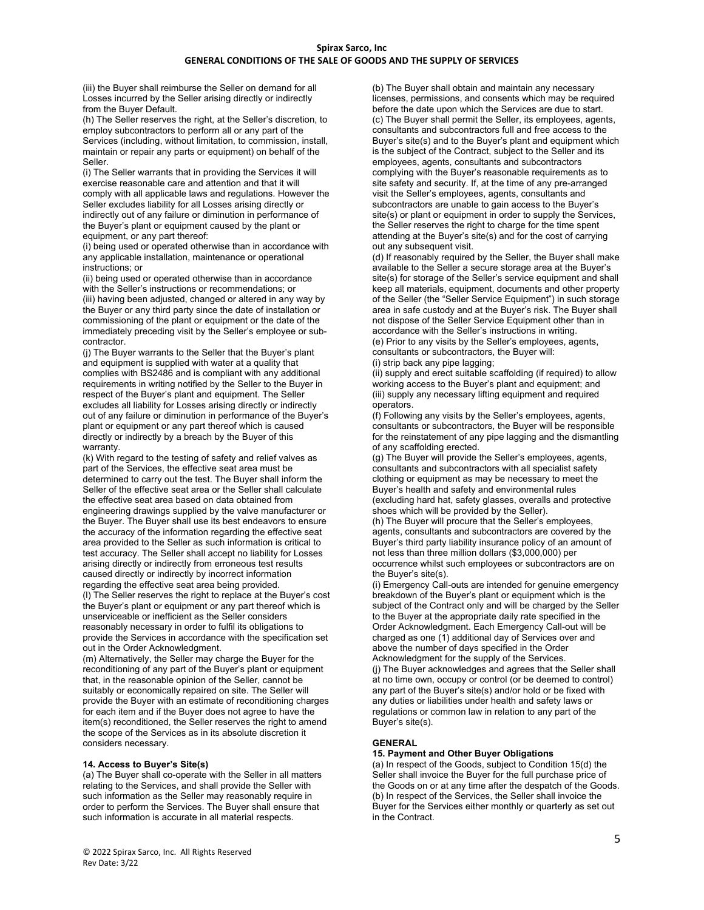(iii) the Buyer shall reimburse the Seller on demand for all Losses incurred by the Seller arising directly or indirectly from the Buyer Default.

(h) The Seller reserves the right, at the Seller's discretion, to employ subcontractors to perform all or any part of the Services (including, without limitation, to commission, install, maintain or repair any parts or equipment) on behalf of the Seller.

(i) The Seller warrants that in providing the Services it will exercise reasonable care and attention and that it will comply with all applicable laws and regulations. However the Seller excludes liability for all Losses arising directly or indirectly out of any failure or diminution in performance of the Buyer's plant or equipment caused by the plant or equipment, or any part thereof:

(i) being used or operated otherwise than in accordance with any applicable installation, maintenance or operational instructions; or

(ii) being used or operated otherwise than in accordance with the Seller's instructions or recommendations; or

(iii) having been adjusted, changed or altered in any way by the Buyer or any third party since the date of installation or commissioning of the plant or equipment or the date of the immediately preceding visit by the Seller's employee or sub-contractor.

(j) The Buyer warrants to the Seller that the Buyer's plant and equipment is supplied with water at a quality that complies with BS2486 and is compliant with any additional requirements in writing notified by the Seller to the Buyer in respect of the Buyer's plant and equipment. The Seller excludes all liability for Losses arising directly or indirectly out of any failure or diminution in performance of the Buyer's plant or equipment or any part thereof which is caused directly or indirectly by a breach by the Buyer of this warranty.

(k) With regard to the testing of safety and relief valves as part of the Services, the effective seat area must be determined to carry out the test. The Buyer shall inform the Seller of the effective seat area or the Seller shall calculate the effective seat area based on data obtained from engineering drawings supplied by the valve manufacturer or the Buyer. The Buyer shall use its best endeavors to ensure the accuracy of the information regarding the effective seat area provided to the Seller as such information is critical to test accuracy. The Seller shall accept no liability for Losses arising directly or indirectly from erroneous test results caused directly or indirectly by incorrect information regarding the effective seat area being provided.

(l) The Seller reserves the right to replace at the Buyer's cost the Buyer's plant or equipment or any part thereof which is unserviceable or inefficient as the Seller considers reasonably necessary in order to fulfil its obligations to provide the Services in accordance with the specification set out in the Order Acknowledgment.

(m) Alternatively, the Seller may charge the Buyer for the reconditioning of any part of the Buyer's plant or equipment that, in the reasonable opinion of the Seller, cannot be suitably or economically repaired on site. The Seller will provide the Buyer with an estimate of reconditioning charges for each item and if the Buyer does not agree to have the item(s) reconditioned, the Seller reserves the right to amend the scope of the Services as in its absolute discretion it considers necessary.

**14. Access to Buyer's Site(s)**

(a) The Buyer shall co-operate with the Seller in all matters relating to the Services, and shall provide the Seller with such information as the Seller may reasonably require in order to perform the Services. The Buyer shall ensure that such information is accurate in all material respects.

(b) The Buyer shall obtain and maintain any necessary licenses, permissions, and consents which may be required before the date upon which the Services are due to start.

(c) The Buyer shall permit the Seller, its employees, agents, consultants and subcontractors full and free access to the Buyer's site(s) and to the Buyer's plant and equipment which is the subject of the Contract, subject to the Seller and its employees, agents, consultants and subcontractors complying with the Buyer's reasonable requirements as to site safety and security. If, at the time of any pre-arranged visit the Seller's employees, agents, consultants and subcontractors are unable to gain access to the Buyer's site(s) or plant or equipment in order to supply the Services, the Seller reserves the right to charge for the time spent attending at the Buyer's site(s) and for the cost of carrying out any subsequent visit.

(d) If reasonably required by the Seller, the Buyer shall make available to the Seller a secure storage area at the Buyer's site(s) for storage of the Seller's service equipment and shall keep all materials, equipment, documents and other property of the Seller (the "Seller Service Equipment") in such storage area in safe custody and at the Buyer's risk. The Buyer shall not dispose of the Seller Service Equipment other than in accordance with the Seller's instructions in writing.

(e) Prior to any visits by the Seller's employees, agents, consultants or subcontractors, the Buyer will:

(i) strip back any pipe lagging;

(ii) supply and erect suitable scaffolding (if required) to allow working access to the Buyer's plant and equipment; and

(iii) supply any necessary lifting equipment and required operators.

(f) Following any visits by the Seller's employees, agents, consultants or subcontractors, the Buyer will be responsible for the reinstatement of any pipe lagging and the dismantling of any scaffolding erected.

(g) The Buyer will provide the Seller's employees, agents, consultants and subcontractors with all specialist safety clothing or equipment as may be necessary to meet the Buyer's health and safety and environmental rules (excluding hard hat, safety glasses, overalls and protective shoes which will be provided by the Seller).

(h) The Buyer will procure that the Seller's employees, agents, consultants and subcontractors are covered by the Buyer's third party liability insurance policy of an amount of not less than three million dollars ($3,000,000) per occurrence whilst such employees or subcontractors are on the Buyer's site(s).

(i) Emergency Call-outs are intended for genuine emergency breakdown of the Buyer's plant or equipment which is the subject of the Contract only and will be charged by the Seller to the Buyer at the appropriate daily rate specified in the Order Acknowledgment. Each Emergency Call-out will be charged as one (1) additional day of Services over and above the number of days specified in the Order Acknowledgment for the supply of the Services.

(j) The Buyer acknowledges and agrees that the Seller shall at no time own, occupy or control (or be deemed to control) any part of the Buyer's site(s) and/or hold or be fixed with any duties or liabilities under health and safety laws or regulations or common law in relation to any part of the Buyer's site(s).

**GENERAL**

**15. Payment and Other Buyer Obligations**

(a) In respect of the Goods, subject to Condition 15(d) the Seller shall invoice the Buyer for the full purchase price of the Goods on or at any time after the despatch of the Goods.

(b) In respect of the Services, the Seller shall invoice the Buyer for the Services either monthly or quarterly as set out in the Contract.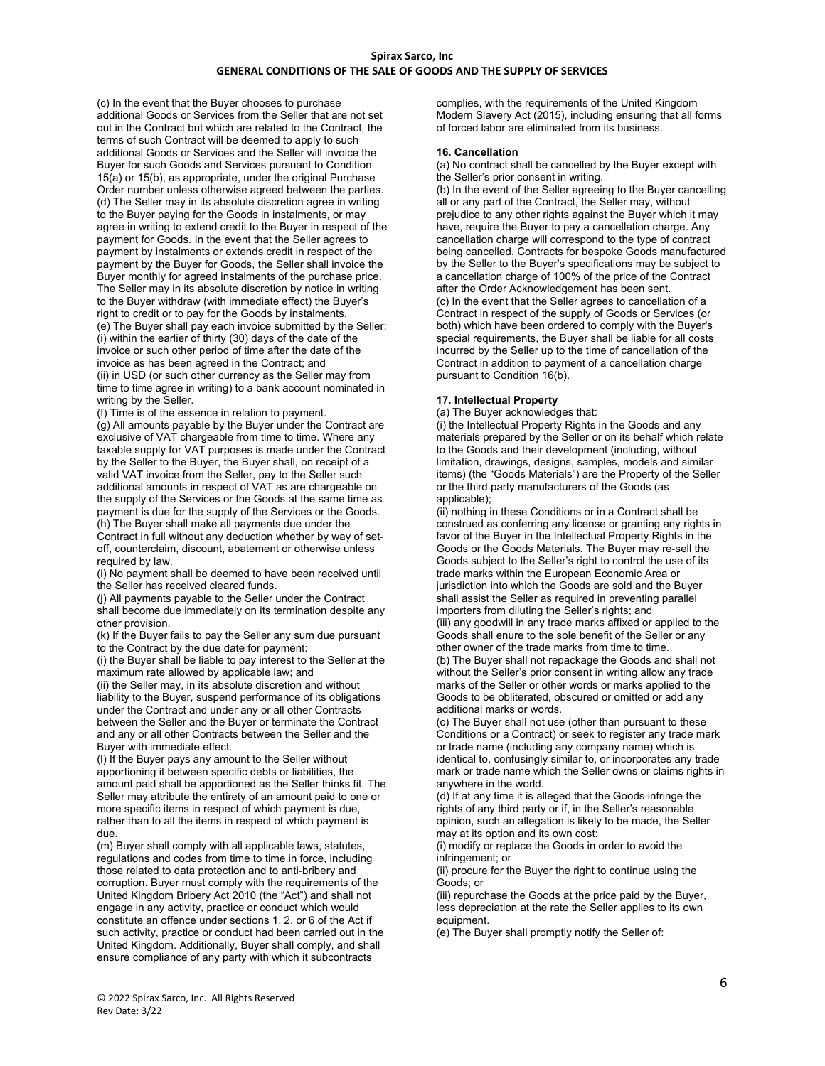(c) In the event that the Buyer chooses to purchase additional Goods or Services from the Seller that are not set out in the Contract but which are related to the Contract, the terms of such Contract will be deemed to apply to such additional Goods or Services and the Seller will invoice the Buyer for such Goods and Services pursuant to Condition 15(a) or 15(b), as appropriate, under the original Purchase Order number unless otherwise agreed between the parties.

(d) The Seller may in its absolute discretion agree in writing to the Buyer paying for the Goods in instalments, or may agree in writing to extend credit to the Buyer in respect of the payment for Goods. In the event that the Seller agrees to payment by instalments or extends credit in respect of the payment by the Buyer for Goods, the Seller shall invoice the Buyer monthly for agreed instalments of the purchase price. The Seller may in its absolute discretion by notice in writing to the Buyer withdraw (with immediate effect) the Buyer's right to credit or to pay for the Goods by instalments.

(e) The Buyer shall pay each invoice submitted by the Seller:

(i) within the earlier of thirty (30) days of the date of the invoice or such other period of time after the date of the invoice as has been agreed in the Contract; and

(ii) in USD (or such other currency as the Seller may from time to time agree in writing) to a bank account nominated in writing by the Seller.

(f) Time is of the essence in relation to payment.

(g) All amounts payable by the Buyer under the Contract are exclusive of VAT chargeable from time to time. Where any taxable supply for VAT purposes is made under the Contract by the Seller to the Buyer, the Buyer shall, on receipt of a valid VAT invoice from the Seller, pay to the Seller such additional amounts in respect of VAT as are chargeable on the supply of the Services or the Goods at the same time as payment is due for the supply of the Services or the Goods.

(h) The Buyer shall make all payments due under the Contract in full without any deduction whether by way of set-off, counterclaim, discount, abatement or otherwise unless required by law.

(i) No payment shall be deemed to have been received until the Seller has received cleared funds.

(j) All payments payable to the Seller under the Contract shall become due immediately on its termination despite any other provision.

(k) If the Buyer fails to pay the Seller any sum due pursuant to the Contract by the due date for payment:

(i) the Buyer shall be liable to pay interest to the Seller at the maximum rate allowed by applicable law; and

(ii) the Seller may, in its absolute discretion and without liability to the Buyer, suspend performance of its obligations under the Contract and under any or all other Contracts between the Seller and the Buyer or terminate the Contract and any or all other Contracts between the Seller and the Buyer with immediate effect.

(l) If the Buyer pays any amount to the Seller without apportioning it between specific debts or liabilities, the amount paid shall be apportioned as the Seller thinks fit. The Seller may attribute the entirety of an amount paid to one or more specific items in respect of which payment is due, rather than to all the items in respect of which payment is due.

(m) Buyer shall comply with all applicable laws, statutes, regulations and codes from time to time in force, including those related to data protection and to anti-bribery and corruption. Buyer must comply with the requirements of the United Kingdom Bribery Act 2010 (the "Act") and shall not engage in any activity, practice or conduct which would constitute an offence under sections 1, 2, or 6 of the Act if such activity, practice or conduct had been carried out in the United Kingdom. Additionally, Buyer shall comply, and shall ensure compliance of any party with which it subcontracts complies, with the requirements of the United Kingdom Modern Slavery Act (2015), including ensuring that all forms of forced labor are eliminated from its business.

**16. Cancellation**

(a) No contract shall be cancelled by the Buyer except with the Seller's prior consent in writing.

(b) In the event of the Seller agreeing to the Buyer cancelling all or any part of the Contract, the Seller may, without prejudice to any other rights against the Buyer which it may have, require the Buyer to pay a cancellation charge. Any cancellation charge will correspond to the type of contract being cancelled. Contracts for bespoke Goods manufactured by the Seller to the Buyer's specifications may be subject to a cancellation charge of 100% of the price of the Contract after the Order Acknowledgement has been sent.

(c) In the event that the Seller agrees to cancellation of a Contract in respect of the supply of Goods or Services (or both) which have been ordered to comply with the Buyer's special requirements, the Buyer shall be liable for all costs incurred by the Seller up to the time of cancellation of the Contract in addition to payment of a cancellation charge pursuant to Condition 16(b).

**17. Intellectual Property**

(a) The Buyer acknowledges that:

(i) the Intellectual Property Rights in the Goods and any materials prepared by the Seller or on its behalf which relate to the Goods and their development (including, without limitation, drawings, designs, samples, models and similar items) (the "Goods Materials") are the Property of the Seller or the third party manufacturers of the Goods (as applicable);

(ii) nothing in these Conditions or in a Contract shall be construed as conferring any license or granting any rights in favor of the Buyer in the Intellectual Property Rights in the Goods or the Goods Materials. The Buyer may re-sell the Goods subject to the Seller's right to control the use of its trade marks within the European Economic Area or jurisdiction into which the Goods are sold and the Buyer shall assist the Seller as required in preventing parallel importers from diluting the Seller's rights; and

(iii) any goodwill in any trade marks affixed or applied to the Goods shall enure to the sole benefit of the Seller or any other owner of the trade marks from time to time.

(b) The Buyer shall not repackage the Goods and shall not without the Seller's prior consent in writing allow any trade marks of the Seller or other words or marks applied to the Goods to be obliterated, obscured or omitted or add any additional marks or words.

(c) The Buyer shall not use (other than pursuant to these Conditions or a Contract) or seek to register any trade mark or trade name (including any company name) which is identical to, confusingly similar to, or incorporates any trade mark or trade name which the Seller owns or claims rights in anywhere in the world.

(d) If at any time it is alleged that the Goods infringe the rights of any third party or if, in the Seller's reasonable opinion, such an allegation is likely to be made, the Seller may at its option and its own cost:

(i) modify or replace the Goods in order to avoid the infringement; or

(ii) procure for the Buyer the right to continue using the Goods; or

(iii) repurchase the Goods at the price paid by the Buyer, less depreciation at the rate the Seller applies to its own equipment.

(e) The Buyer shall promptly notify the Seller of: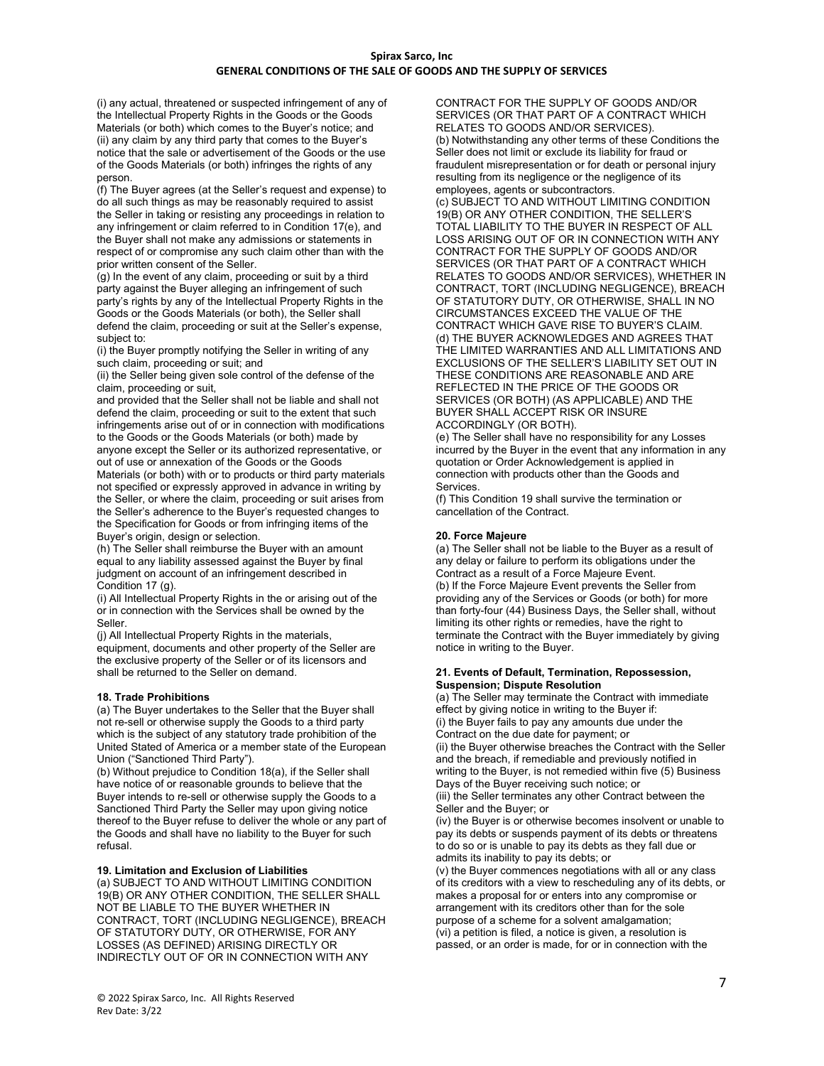(i) any actual, threatened or suspected infringement of any of the Intellectual Property Rights in the Goods or the Goods Materials (or both) which comes to the Buyer's notice; and
(ii) any claim by any third party that comes to the Buyer's notice that the sale or advertisement of the Goods or the use of the Goods Materials (or both) infringes the rights of any person.
(f) The Buyer agrees (at the Seller's request and expense) to do all such things as may be reasonably required to assist the Seller in taking or resisting any proceedings in relation to any infringement or claim referred to in Condition 17(e), and the Buyer shall not make any admissions or statements in respect of or compromise any such claim other than with the prior written consent of the Seller.
(g) In the event of any claim, proceeding or suit by a third party against the Buyer alleging an infringement of such party's rights by any of the Intellectual Property Rights in the Goods or the Goods Materials (or both), the Seller shall defend the claim, proceeding or suit at the Seller's expense, subject to:
(i) the Buyer promptly notifying the Seller in writing of any such claim, proceeding or suit; and
(ii) the Seller being given sole control of the defense of the claim, proceeding or suit,
and provided that the Seller shall not be liable and shall not defend the claim, proceeding or suit to the extent that such infringements arise out of or in connection with modifications to the Goods or the Goods Materials (or both) made by anyone except the Seller or its authorized representative, or out of use or annexation of the Goods or the Goods Materials (or both) with or to products or third party materials not specified or expressly approved in advance in writing by the Seller, or where the claim, proceeding or suit arises from the Seller's adherence to the Buyer's requested changes to the Specification for Goods or from infringing items of the Buyer's origin, design or selection.
(h) The Seller shall reimburse the Buyer with an amount equal to any liability assessed against the Buyer by final judgment on account of an infringement described in Condition 17 (g).
(i) All Intellectual Property Rights in the or arising out of the or in connection with the Services shall be owned by the Seller.
(j) All Intellectual Property Rights in the materials, equipment, documents and other property of the Seller are the exclusive property of the Seller or of its licensors and shall be returned to the Seller on demand.

**18. Trade Prohibitions**

(a) The Buyer undertakes to the Seller that the Buyer shall not re-sell or otherwise supply the Goods to a third party which is the subject of any statutory trade prohibition of the United Stated of America or a member state of the European Union ("Sanctioned Third Party").
(b) Without prejudice to Condition 18(a), if the Seller shall have notice of or reasonable grounds to believe that the Buyer intends to re-sell or otherwise supply the Goods to a Sanctioned Third Party the Seller may upon giving notice thereof to the Buyer refuse to deliver the whole or any part of the Goods and shall have no liability to the Buyer for such refusal.

**19. Limitation and Exclusion of Liabilities**

(a) SUBJECT TO AND WITHOUT LIMITING CONDITION 19(B) OR ANY OTHER CONDITION, THE SELLER SHALL NOT BE LIABLE TO THE BUYER WHETHER IN CONTRACT, TORT (INCLUDING NEGLIGENCE), BREACH OF STATUTORY DUTY, OR OTHERWISE, FOR ANY LOSSES (AS DEFINED) ARISING DIRECTLY OR INDIRECTLY OUT OF OR IN CONNECTION WITH ANY CONTRACT FOR THE SUPPLY OF GOODS AND/OR SERVICES (OR THAT PART OF A CONTRACT WHICH RELATES TO GOODS AND/OR SERVICES).
(b) Notwithstanding any other terms of these Conditions the Seller does not limit or exclude its liability for fraud or fraudulent misrepresentation or for death or personal injury resulting from its negligence or the negligence of its employees, agents or subcontractors.
(c) SUBJECT TO AND WITHOUT LIMITING CONDITION 19(B) OR ANY OTHER CONDITION, THE SELLER'S TOTAL LIABILITY TO THE BUYER IN RESPECT OF ALL LOSS ARISING OUT OF OR IN CONNECTION WITH ANY CONTRACT FOR THE SUPPLY OF GOODS AND/OR SERVICES (OR THAT PART OF A CONTRACT WHICH RELATES TO GOODS AND/OR SERVICES), WHETHER IN CONTRACT, TORT (INCLUDING NEGLIGENCE), BREACH OF STATUTORY DUTY, OR OTHERWISE, SHALL IN NO CIRCUMSTANCES EXCEED THE VALUE OF THE CONTRACT WHICH GAVE RISE TO BUYER'S CLAIM.
(d) THE BUYER ACKNOWLEDGES AND AGREES THAT THE LIMITED WARRANTIES AND ALL LIMITATIONS AND EXCLUSIONS OF THE SELLER'S LIABILITY SET OUT IN THESE CONDITIONS ARE REASONABLE AND ARE REFLECTED IN THE PRICE OF THE GOODS OR SERVICES (OR BOTH) (AS APPLICABLE) AND THE BUYER SHALL ACCEPT RISK OR INSURE ACCORDINGLY (OR BOTH).
(e) The Seller shall have no responsibility for any Losses incurred by the Buyer in the event that any information in any quotation or Order Acknowledgement is applied in connection with products other than the Goods and Services.
(f) This Condition 19 shall survive the termination or cancellation of the Contract.

**20. Force Majeure**

(a) The Seller shall not be liable to the Buyer as a result of any delay or failure to perform its obligations under the Contract as a result of a Force Majeure Event.
(b) If the Force Majeure Event prevents the Seller from providing any of the Services or Goods (or both) for more than forty-four (44) Business Days, the Seller shall, without limiting its other rights or remedies, have the right to terminate the Contract with the Buyer immediately by giving notice in writing to the Buyer.

**21. Events of Default, Termination, Repossession, Suspension; Dispute Resolution**

(a) The Seller may terminate the Contract with immediate effect by giving notice in writing to the Buyer if:
(i) the Buyer fails to pay any amounts due under the Contract on the due date for payment; or
(ii) the Buyer otherwise breaches the Contract with the Seller and the breach, if remediable and previously notified in writing to the Buyer, is not remedied within five (5) Business Days of the Buyer receiving such notice; or
(iii) the Seller terminates any other Contract between the Seller and the Buyer; or
(iv) the Buyer is or otherwise becomes insolvent or unable to pay its debts or suspends payment of its debts or threatens to do so or is unable to pay its debts as they fall due or admits its inability to pay its debts; or
(v) the Buyer commences negotiations with all or any class of its creditors with a view to rescheduling any of its debts, or makes a proposal for or enters into any compromise or arrangement with its creditors other than for the sole purpose of a scheme for a solvent amalgamation;
(vi) a petition is filed, a notice is given, a resolution is passed, or an order is made, for or in connection with the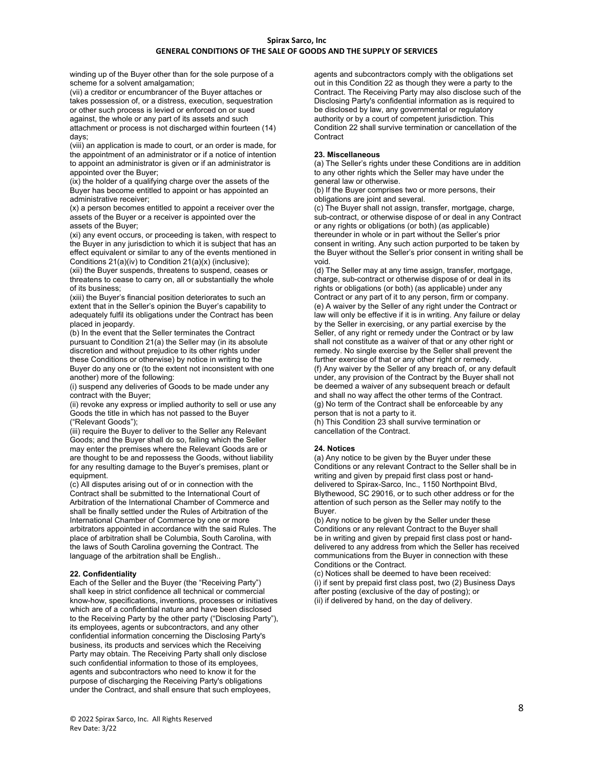winding up of the Buyer other than for the sole purpose of a scheme for a solvent amalgamation;

(vii) a creditor or encumbrancer of the Buyer attaches or takes possession of, or a distress, execution, sequestration or other such process is levied or enforced on or sued against, the whole or any part of its assets and such attachment or process is not discharged within fourteen (14) days;

(viii) an application is made to court, or an order is made, for the appointment of an administrator or if a notice of intention to appoint an administrator is given or if an administrator is appointed over the Buyer;

(ix) the holder of a qualifying charge over the assets of the Buyer has become entitled to appoint or has appointed an administrative receiver;

(x) a person becomes entitled to appoint a receiver over the assets of the Buyer or a receiver is appointed over the assets of the Buyer;

(xi) any event occurs, or proceeding is taken, with respect to the Buyer in any jurisdiction to which it is subject that has an effect equivalent or similar to any of the events mentioned in Conditions 21(a)(iv) to Condition 21(a)(x) (inclusive);

(xii) the Buyer suspends, threatens to suspend, ceases or threatens to cease to carry on, all or substantially the whole of its business;

(xiii) the Buyer's financial position deteriorates to such an extent that in the Seller's opinion the Buyer's capability to adequately fulfil its obligations under the Contract has been placed in jeopardy.

(b) In the event that the Seller terminates the Contract pursuant to Condition 21(a) the Seller may (in its absolute discretion and without prejudice to its other rights under these Conditions or otherwise) by notice in writing to the Buyer do any one or (to the extent not inconsistent with one another) more of the following:

(i) suspend any deliveries of Goods to be made under any contract with the Buyer;

(ii) revoke any express or implied authority to sell or use any Goods the title in which has not passed to the Buyer ("Relevant Goods");

(iii) require the Buyer to deliver to the Seller any Relevant Goods; and the Buyer shall do so, failing which the Seller may enter the premises where the Relevant Goods are or are thought to be and repossess the Goods, without liability for any resulting damage to the Buyer's premises, plant or equipment.

(c) All disputes arising out of or in connection with the Contract shall be submitted to the International Court of Arbitration of the International Chamber of Commerce and shall be finally settled under the Rules of Arbitration of the International Chamber of Commerce by one or more arbitrators appointed in accordance with the said Rules. The place of arbitration shall be Columbia, South Carolina, with the laws of South Carolina governing the Contract. The language of the arbitration shall be English..

**22. Confidentiality**

Each of the Seller and the Buyer (the "Receiving Party") shall keep in strict confidence all technical or commercial know-how, specifications, inventions, processes or initiatives which are of a confidential nature and have been disclosed to the Receiving Party by the other party ("Disclosing Party"), its employees, agents or subcontractors, and any other confidential information concerning the Disclosing Party's business, its products and services which the Receiving Party may obtain. The Receiving Party shall only disclose such confidential information to those of its employees, agents and subcontractors who need to know it for the purpose of discharging the Receiving Party's obligations under the Contract, and shall ensure that such employees, agents and subcontractors comply with the obligations set out in this Condition 22 as though they were a party to the Contract. The Receiving Party may also disclose such of the Disclosing Party's confidential information as is required to be disclosed by law, any governmental or regulatory authority or by a court of competent jurisdiction. This Condition 22 shall survive termination or cancellation of the Contract

**23. Miscellaneous**

(a) The Seller's rights under these Conditions are in addition to any other rights which the Seller may have under the general law or otherwise.

(b) If the Buyer comprises two or more persons, their obligations are joint and several.

(c) The Buyer shall not assign, transfer, mortgage, charge, sub-contract, or otherwise dispose of or deal in any Contract or any rights or obligations (or both) (as applicable) thereunder in whole or in part without the Seller's prior consent in writing. Any such action purported to be taken by the Buyer without the Seller's prior consent in writing shall be void.

(d) The Seller may at any time assign, transfer, mortgage, charge, sub-contract or otherwise dispose of or deal in its rights or obligations (or both) (as applicable) under any Contract or any part of it to any person, firm or company.

(e) A waiver by the Seller of any right under the Contract or law will only be effective if it is in writing. Any failure or delay by the Seller in exercising, or any partial exercise by the Seller, of any right or remedy under the Contract or by law shall not constitute as a waiver of that or any other right or remedy. No single exercise by the Seller shall prevent the further exercise of that or any other right or remedy.

(f) Any waiver by the Seller of any breach of, or any default under, any provision of the Contract by the Buyer shall not be deemed a waiver of any subsequent breach or default and shall no way affect the other terms of the Contract.

(g) No term of the Contract shall be enforceable by any person that is not a party to it.

(h) This Condition 23 shall survive termination or cancellation of the Contract.

**24. Notices**

(a) Any notice to be given by the Buyer under these Conditions or any relevant Contract to the Seller shall be in writing and given by prepaid first class post or hand-delivered to Spirax-Sarco, Inc., 1150 Northpoint Blvd, Blythewood, SC 29016, or to such other address or for the attention of such person as the Seller may notify to the Buyer.

(b) Any notice to be given by the Seller under these Conditions or any relevant Contract to the Buyer shall be in writing and given by prepaid first class post or hand-delivered to any address from which the Seller has received communications from the Buyer in connection with these Conditions or the Contract.

(c) Notices shall be deemed to have been received:

(i) if sent by prepaid first class post, two (2) Business Days after posting (exclusive of the day of posting); or

(ii) if delivered by hand, on the day of delivery.